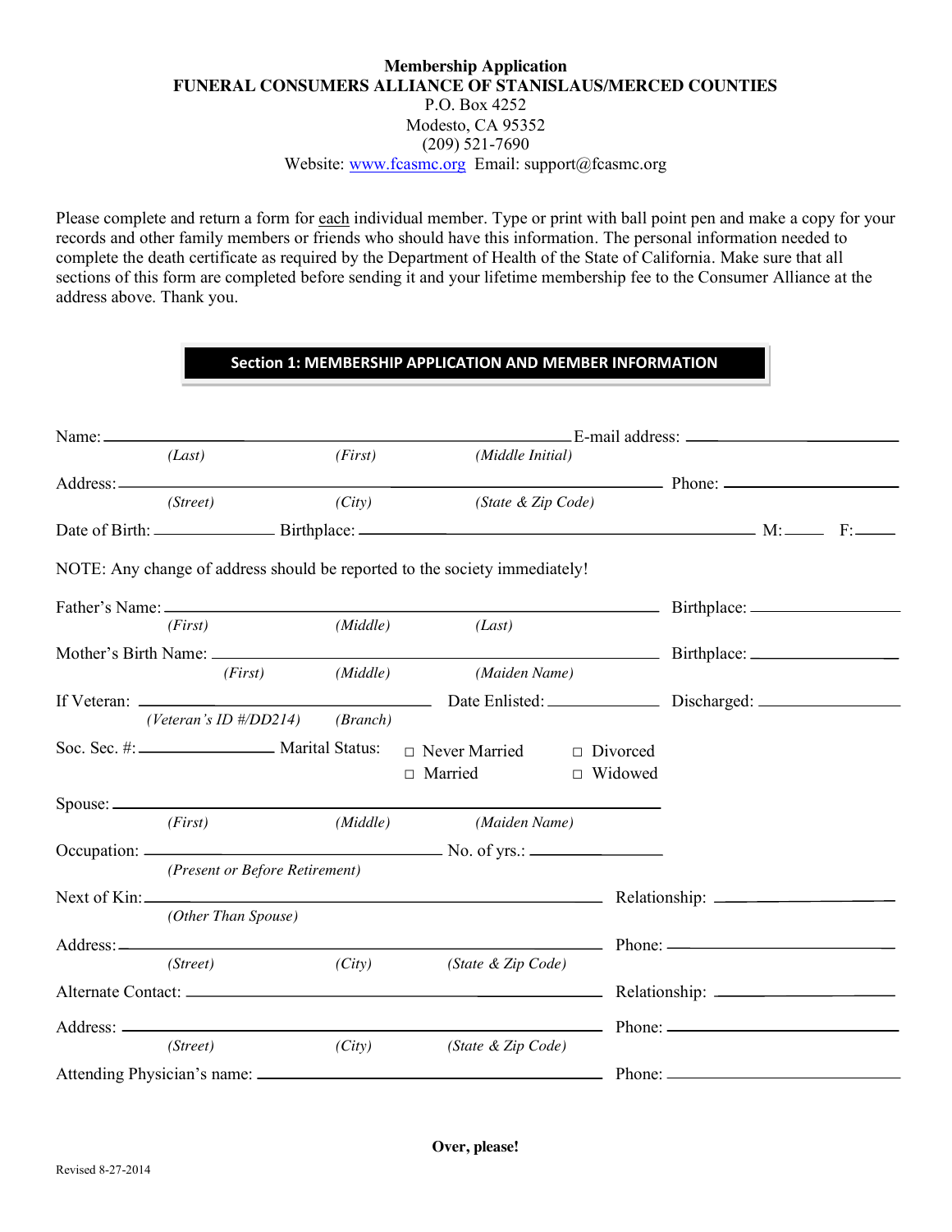**Membership Application**
**FUNERAL CONSUMERS ALLIANCE OF STANISLAUS/MERCED COUNTIES**
P.O. Box 4252
Modesto, CA 95352
(209) 521-7690
Website: www.fcasmc.org Email: support@fcasmc.org

Please complete and return a form for each individual member. Type or print with ball point pen and make a copy for your records and other family members or friends who should have this information. The personal information needed to complete the death certificate as required by the Department of Health of the State of California. Make sure that all sections of this form are completed before sending it and your lifetime membership fee to the Consumer Alliance at the address above. Thank you.

## Section 1: MEMBERSHIP APPLICATION AND MEMBER INFORMATION

Name: ______________________________________________ E-mail address: ____________________
*(Last)* *(First)* *(Middle Initial)*

Address: ______________________________________________ Phone: ____________________
*(Street)* *(City)* *(State & Zip Code)*

Date of Birth: ____________ Birthplace: ______________________________ M: _____ F: _____

NOTE: Any change of address should be reported to the society immediately!

Father's Name: ______________________________________________ Birthplace: ____________________
*(First)* *(Middle)* *(Last)*

Mother's Birth Name: ______________________________________________ Birthplace: ____________________
*(First)* *(Middle)* *(Maiden Name)*

If Veteran: ______________________________ Date Enlisted: ____________ Discharged: ____________
*(Veteran's ID #/DD214)* *(Branch)*

Soc. Sec. #: ____________ Marital Status: □ Never Married □ Divorced □ Married □ Widowed

Spouse: ______________________________________________
*(First)* *(Middle)* *(Maiden Name)*

Occupation: ______________________________ No. of yrs.: ____________
*(Present or Before Retirement)*

Next of Kin: ______________________________________________ Relationship: ____________________
*(Other Than Spouse)*

Address: ______________________________________________ Phone: ____________________
*(Street)* *(City)* *(State & Zip Code)*

Alternate Contact: ______________________________________________ Relationship: ____________________

Address: ______________________________________________ Phone: ____________________
*(Street)* *(City)* *(State & Zip Code)*

Attending Physician's name: ______________________________________________ Phone: ____________________

**Over, please!**

Revised 8-27-2014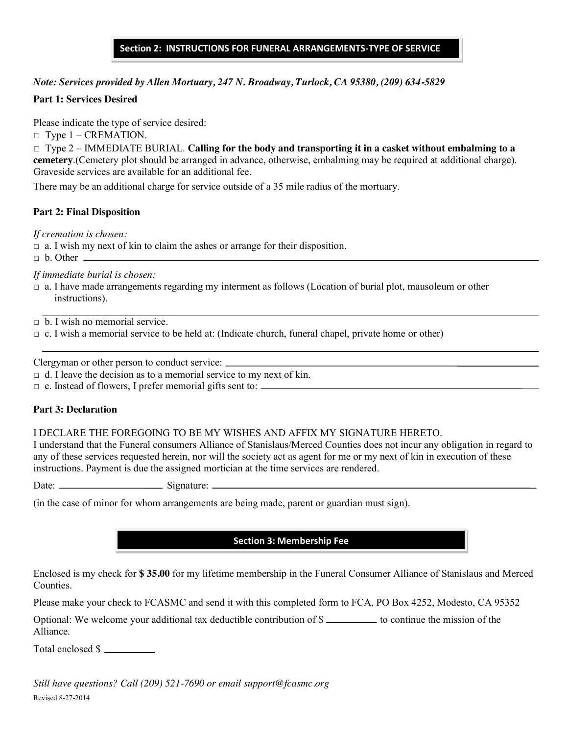## Section 2: INSTRUCTIONS FOR FUNERAL ARRANGEMENTS-TYPE OF SERVICE

*Note: Services provided by Allen Mortuary, 247 N. Broadway, Turlock, CA 95380, (209) 634-5829*

**Part 1: Services Desired**

Please indicate the type of service desired:

□ Type 1 – CREMATION.

□ Type 2 – IMMEDIATE BURIAL. **Calling for the body and transporting it in a casket without embalming to a cemetery**.(Cemetery plot should be arranged in advance, otherwise, embalming may be required at additional charge). Graveside services are available for an additional fee.

There may be an additional charge for service outside of a 35 mile radius of the mortuary.

**Part 2: Final Disposition**

*If cremation is chosen:*

□ a. I wish my next of kin to claim the ashes or arrange for their disposition.

□ b. Other ____________________________________________________________

*If immediate burial is chosen:*

□ a. I have made arrangements regarding my interment as follows (Location of burial plot, mausoleum or other instructions).

____________________________________________________________

□ b. I wish no memorial service.

□ c. I wish a memorial service to be held at: (Indicate church, funeral chapel, private home or other)

____________________________________________________________

Clergyman or other person to conduct service: ______________________________

□ d. I leave the decision as to a memorial service to my next of kin.

□ e. Instead of flowers, I prefer memorial gifts sent to: ______________________________

**Part 3: Declaration**

I DECLARE THE FOREGOING TO BE MY WISHES AND AFFIX MY SIGNATURE HERETO.

I understand that the Funeral consumers Alliance of Stanislaus/Merced Counties does not incur any obligation in regard to any of these services requested herein, nor will the society act as agent for me or my next of kin in execution of these instructions. Payment is due the assigned mortician at the time services are rendered.

Date: ____________________ Signature: ______________________________________________

(in the case of minor for whom arrangements are being made, parent or guardian must sign).

## Section 3: Membership Fee

Enclosed is my check for **$ 35.00** for my lifetime membership in the Funeral Consumer Alliance of Stanislaus and Merced Counties.

Please make your check to FCASMC and send it with this completed form to FCA, PO Box 4252, Modesto, CA 95352

Optional: We welcome your additional tax deductible contribution of $ __________ to continue the mission of the Alliance.

Total enclosed $ __________

*Still have questions? Call (209) 521-7690 or email support@fcasmc.org*

Revised 8-27-2014